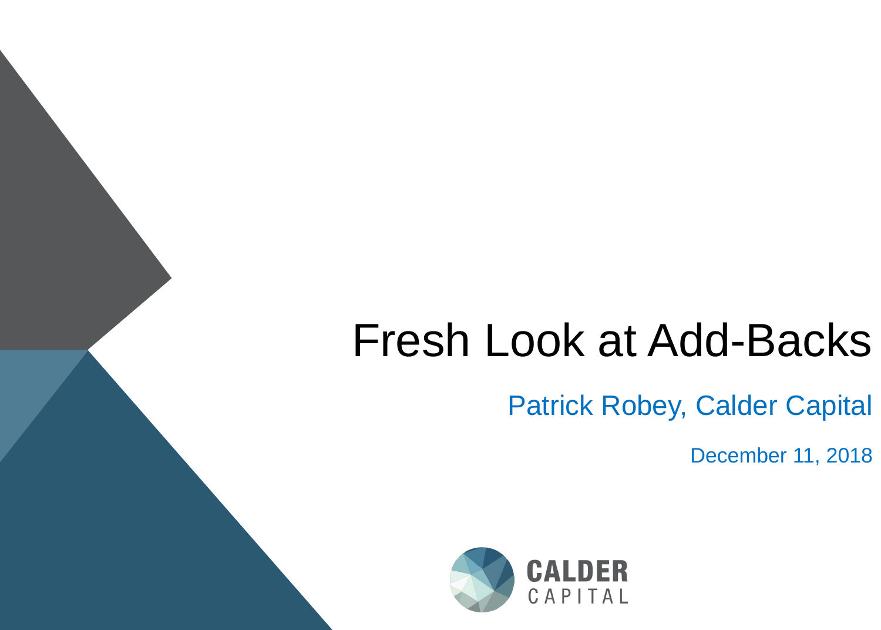# Fresh Look at Add-Backs

Patrick Robey, Calder Capital

December 11, 2018

CALDER CAPITAL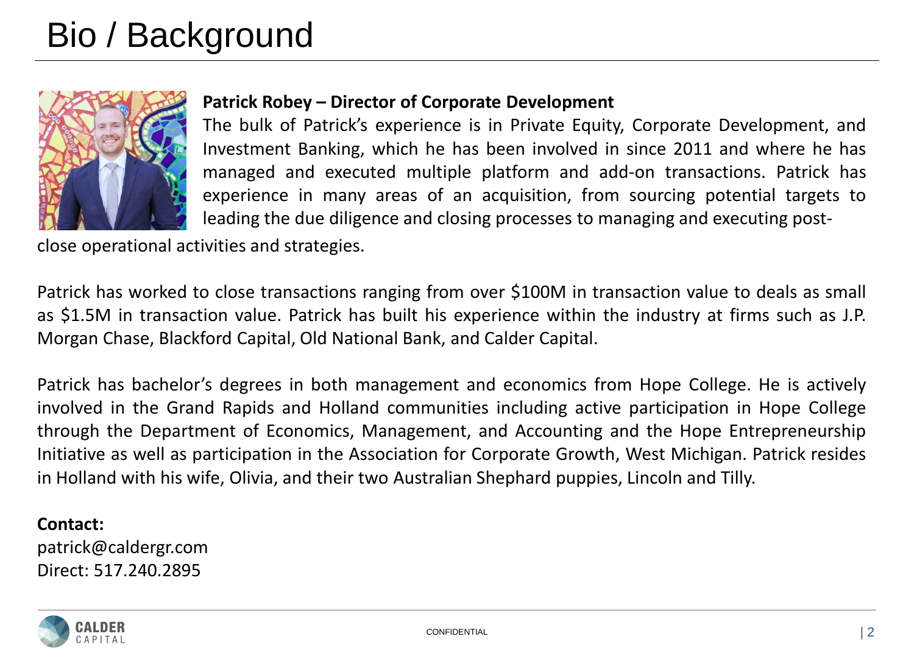# Bio / Background

**Patrick Robey – Director of Corporate Development**

The bulk of Patrick's experience is in Private Equity, Corporate Development, and Investment Banking, which he has been involved in since 2011 and where he has managed and executed multiple platform and add-on transactions. Patrick has experience in many areas of an acquisition, from sourcing potential targets to leading the due diligence and closing processes to managing and executing post-close operational activities and strategies.

Patrick has worked to close transactions ranging from over $100M in transaction value to deals as small as $1.5M in transaction value. Patrick has built his experience within the industry at firms such as J.P. Morgan Chase, Blackford Capital, Old National Bank, and Calder Capital.

Patrick has bachelor's degrees in both management and economics from Hope College. He is actively involved in the Grand Rapids and Holland communities including active participation in Hope College through the Department of Economics, Management, and Accounting and the Hope Entrepreneurship Initiative as well as participation in the Association for Corporate Growth, West Michigan. Patrick resides in Holland with his wife, Olivia, and their two Australian Shephard puppies, Lincoln and Tilly.

**Contact:**
patrick@caldergr.com
Direct: 517.240.2895

CONFIDENTIAL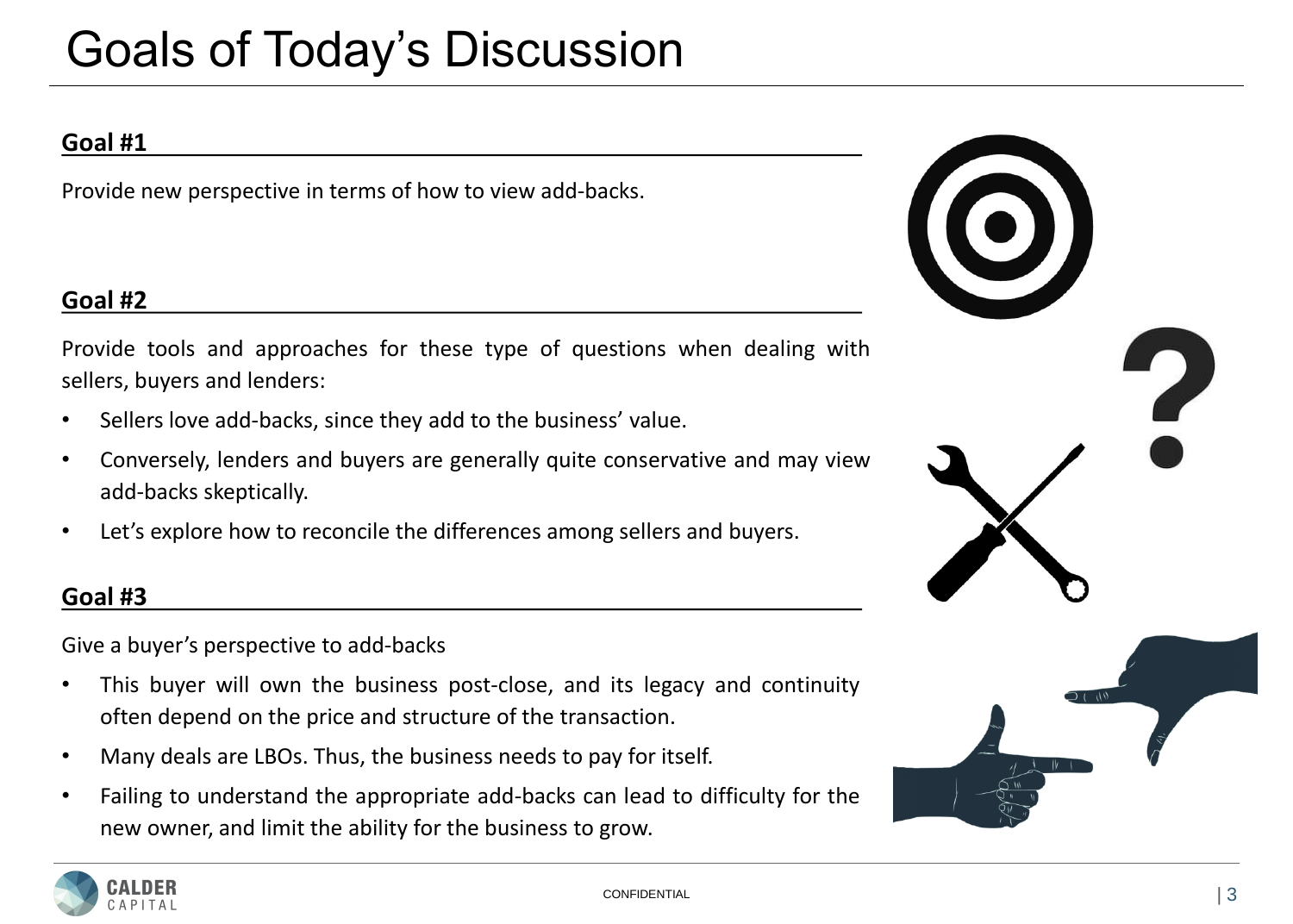# Goals of Today's Discussion

## Goal #1

Provide new perspective in terms of how to view add-backs.

## Goal #2

Provide tools and approaches for these type of questions when dealing with sellers, buyers and lenders:

- Sellers love add-backs, since they add to the business' value.
- Conversely, lenders and buyers are generally quite conservative and may view add-backs skeptically.
- Let's explore how to reconcile the differences among sellers and buyers.

## Goal #3

Give a buyer's perspective to add-backs

- This buyer will own the business post-close, and its legacy and continuity often depend on the price and structure of the transaction.
- Many deals are LBOs. Thus, the business needs to pay for itself.
- Failing to understand the appropriate add-backs can lead to difficulty for the new owner, and limit the ability for the business to grow.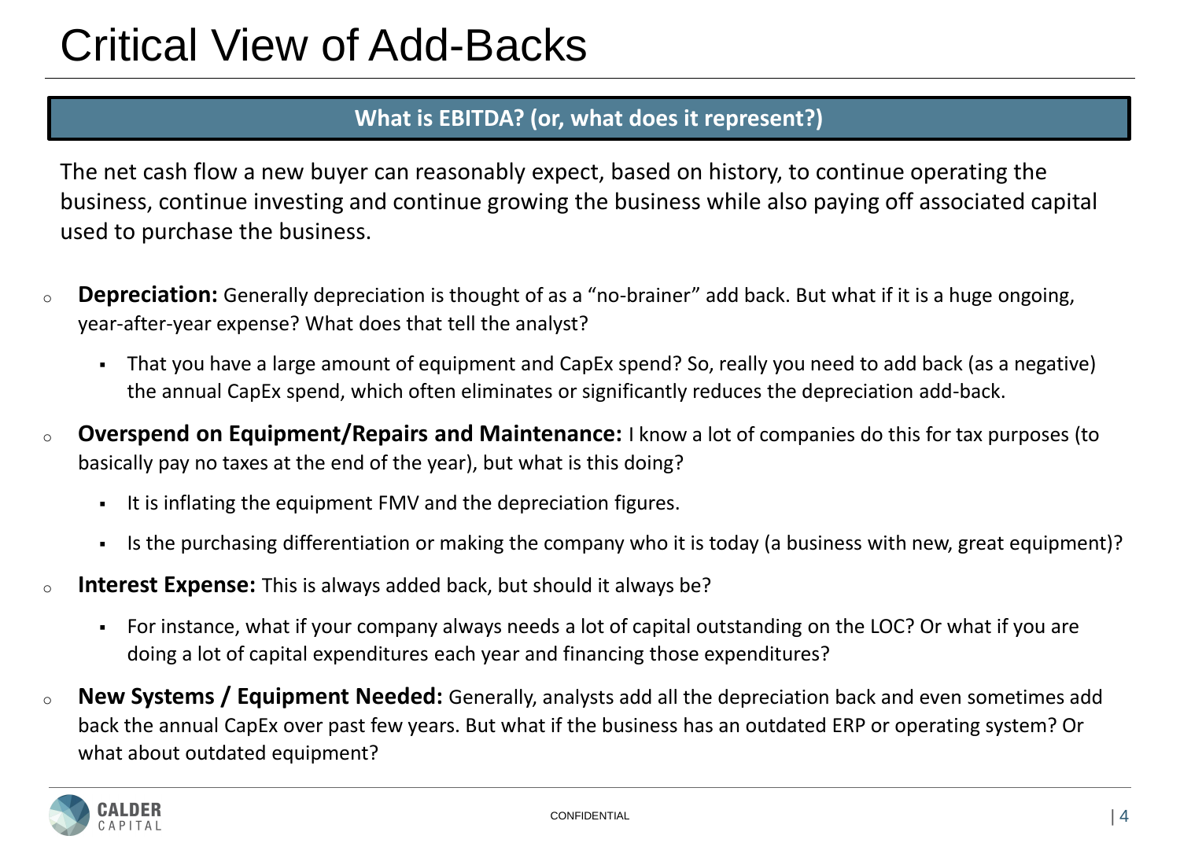# Critical View of Add-Backs

**What is EBITDA? (or, what does it represent?)**

The net cash flow a new buyer can reasonably expect, based on history, to continue operating the business, continue investing and continue growing the business while also paying off associated capital used to purchase the business.

- **Depreciation:** Generally depreciation is thought of as a "no-brainer" add back. But what if it is a huge ongoing, year-after-year expense? What does that tell the analyst?
  - That you have a large amount of equipment and CapEx spend? So, really you need to add back (as a negative) the annual CapEx spend, which often eliminates or significantly reduces the depreciation add-back.
- **Overspend on Equipment/Repairs and Maintenance:** I know a lot of companies do this for tax purposes (to basically pay no taxes at the end of the year), but what is this doing?
  - It is inflating the equipment FMV and the depreciation figures.
  - Is the purchasing differentiation or making the company who it is today (a business with new, great equipment)?
- **Interest Expense:** This is always added back, but should it always be?
  - For instance, what if your company always needs a lot of capital outstanding on the LOC? Or what if you are doing a lot of capital expenditures each year and financing those expenditures?
- **New Systems / Equipment Needed:** Generally, analysts add all the depreciation back and even sometimes add back the annual CapEx over past few years. But what if the business has an outdated ERP or operating system? Or what about outdated equipment?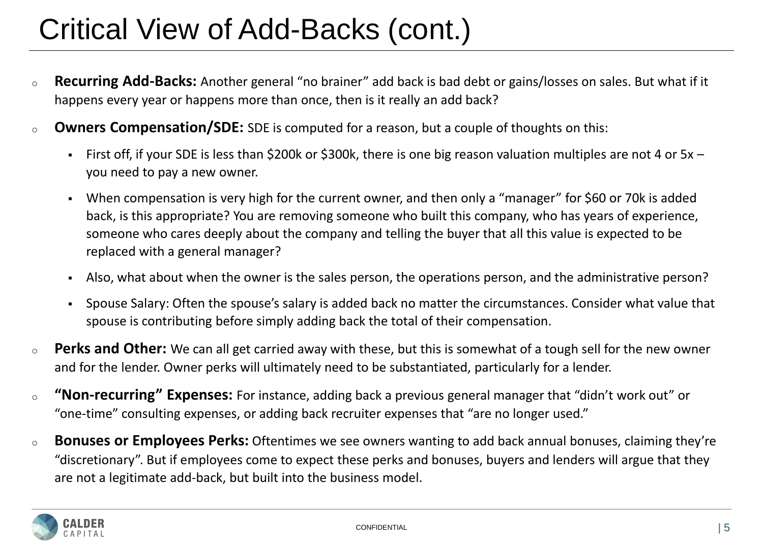# Critical View of Add-Backs (cont.)

- **Recurring Add-Backs:** Another general “no brainer” add back is bad debt or gains/losses on sales. But what if it happens every year or happens more than once, then is it really an add back?
- **Owners Compensation/SDE:** SDE is computed for a reason, but a couple of thoughts on this:
  - First off, if your SDE is less than $200k or $300k, there is one big reason valuation multiples are not 4 or 5x – you need to pay a new owner.
  - When compensation is very high for the current owner, and then only a “manager” for $60 or 70k is added back, is this appropriate? You are removing someone who built this company, who has years of experience, someone who cares deeply about the company and telling the buyer that all this value is expected to be replaced with a general manager?
  - Also, what about when the owner is the sales person, the operations person, and the administrative person?
  - Spouse Salary: Often the spouse’s salary is added back no matter the circumstances. Consider what value that spouse is contributing before simply adding back the total of their compensation.
- **Perks and Other:** We can all get carried away with these, but this is somewhat of a tough sell for the new owner and for the lender. Owner perks will ultimately need to be substantiated, particularly for a lender.
- **“Non-recurring” Expenses:** For instance, adding back a previous general manager that “didn’t work out” or “one-time” consulting expenses, or adding back recruiter expenses that “are no longer used.”
- **Bonuses or Employees Perks:** Oftentimes we see owners wanting to add back annual bonuses, claiming they’re “discretionary”. But if employees come to expect these perks and bonuses, buyers and lenders will argue that they are not a legitimate add-back, but built into the business model.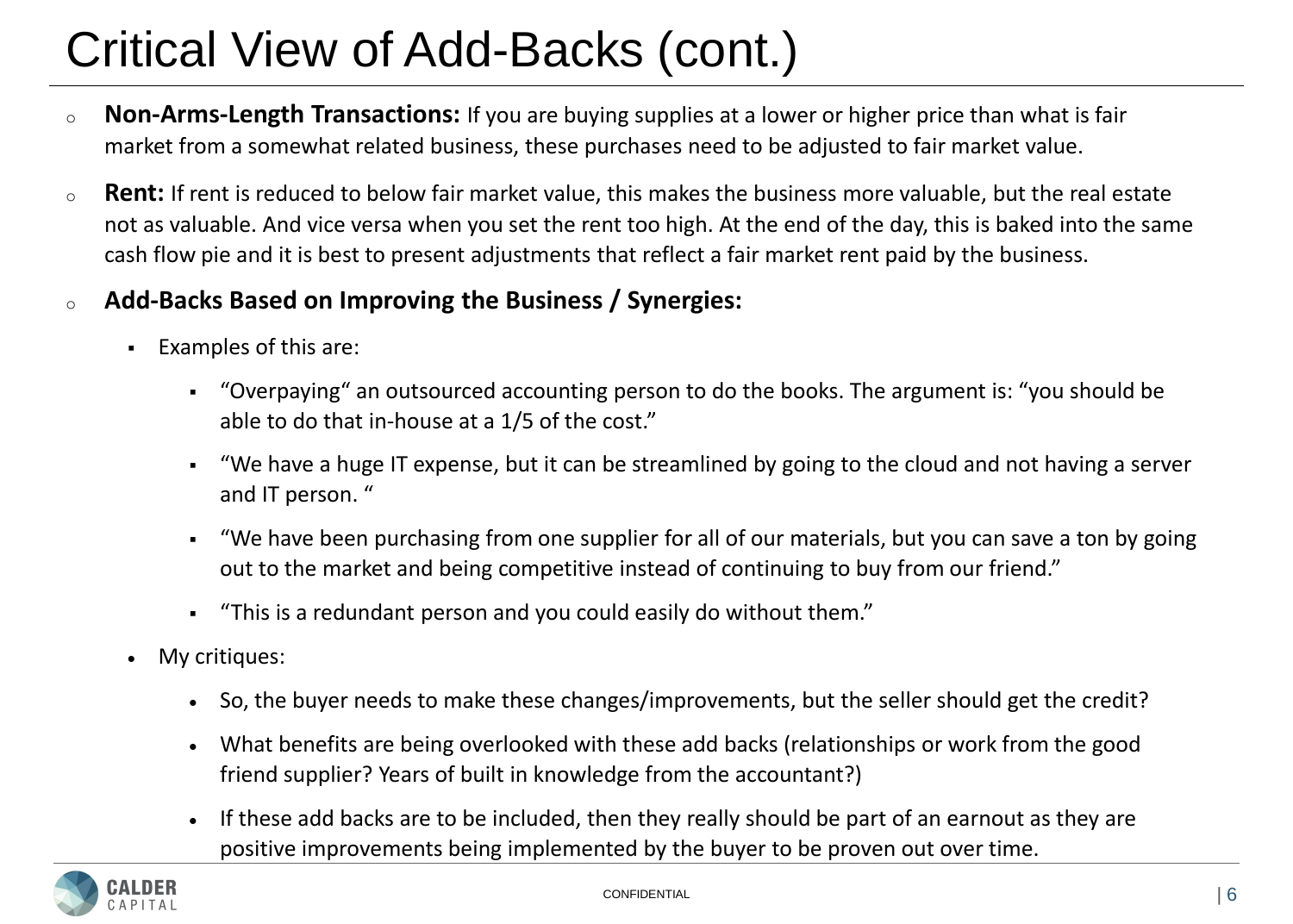# Critical View of Add-Backs (cont.)

- **Non-Arms-Length Transactions:** If you are buying supplies at a lower or higher price than what is fair market from a somewhat related business, these purchases need to be adjusted to fair market value.
- **Rent:** If rent is reduced to below fair market value, this makes the business more valuable, but the real estate not as valuable. And vice versa when you set the rent too high. At the end of the day, this is baked into the same cash flow pie and it is best to present adjustments that reflect a fair market rent paid by the business.
- **Add-Backs Based on Improving the Business / Synergies:**
  - Examples of this are:
    - "Overpaying" an outsourced accounting person to do the books. The argument is: "you should be able to do that in-house at a 1/5 of the cost."
    - "We have a huge IT expense, but it can be streamlined by going to the cloud and not having a server and IT person. "
    - "We have been purchasing from one supplier for all of our materials, but you can save a ton by going out to the market and being competitive instead of continuing to buy from our friend."
    - "This is a redundant person and you could easily do without them."
  - My critiques:
    - So, the buyer needs to make these changes/improvements, but the seller should get the credit?
    - What benefits are being overlooked with these add backs (relationships or work from the good friend supplier? Years of built in knowledge from the accountant?)
    - If these add backs are to be included, then they really should be part of an earnout as they are positive improvements being implemented by the buyer to be proven out over time.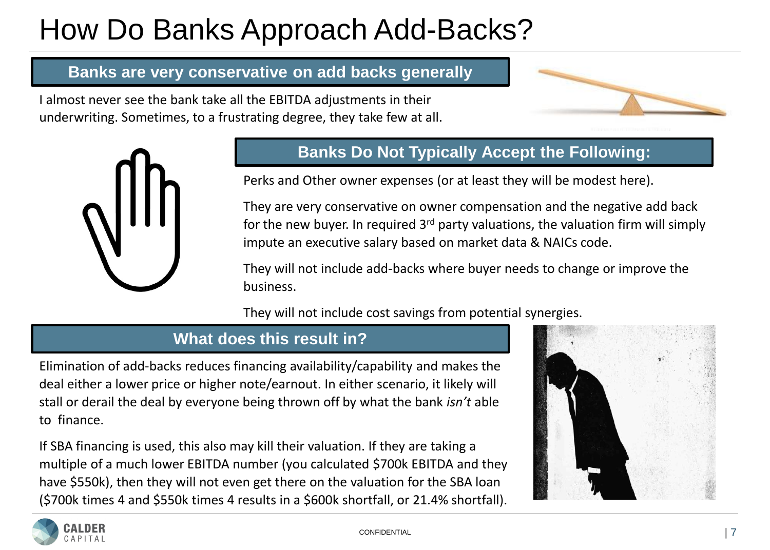# How Do Banks Approach Add-Backs?

## Banks are very conservative on add backs generally

I almost never see the bank take all the EBITDA adjustments in their underwriting. Sometimes, to a frustrating degree, they take few at all.

## Banks Do Not Typically Accept the Following:

Perks and Other owner expenses (or at least they will be modest here).

They are very conservative on owner compensation and the negative add back for the new buyer. In required 3rd party valuations, the valuation firm will simply impute an executive salary based on market data & NAICs code.

They will not include add-backs where buyer needs to change or improve the business.

They will not include cost savings from potential synergies.

## What does this result in?

Elimination of add-backs reduces financing availability/capability and makes the deal either a lower price or higher note/earnout. In either scenario, it likely will stall or derail the deal by everyone being thrown off by what the bank *isn't* able to finance.

If SBA financing is used, this also may kill their valuation. If they are taking a multiple of a much lower EBITDA number (you calculated $700k EBITDA and they have $550k), then they will not even get there on the valuation for the SBA loan ($700k times 4 and $550k times 4 results in a $600k shortfall, or 21.4% shortfall).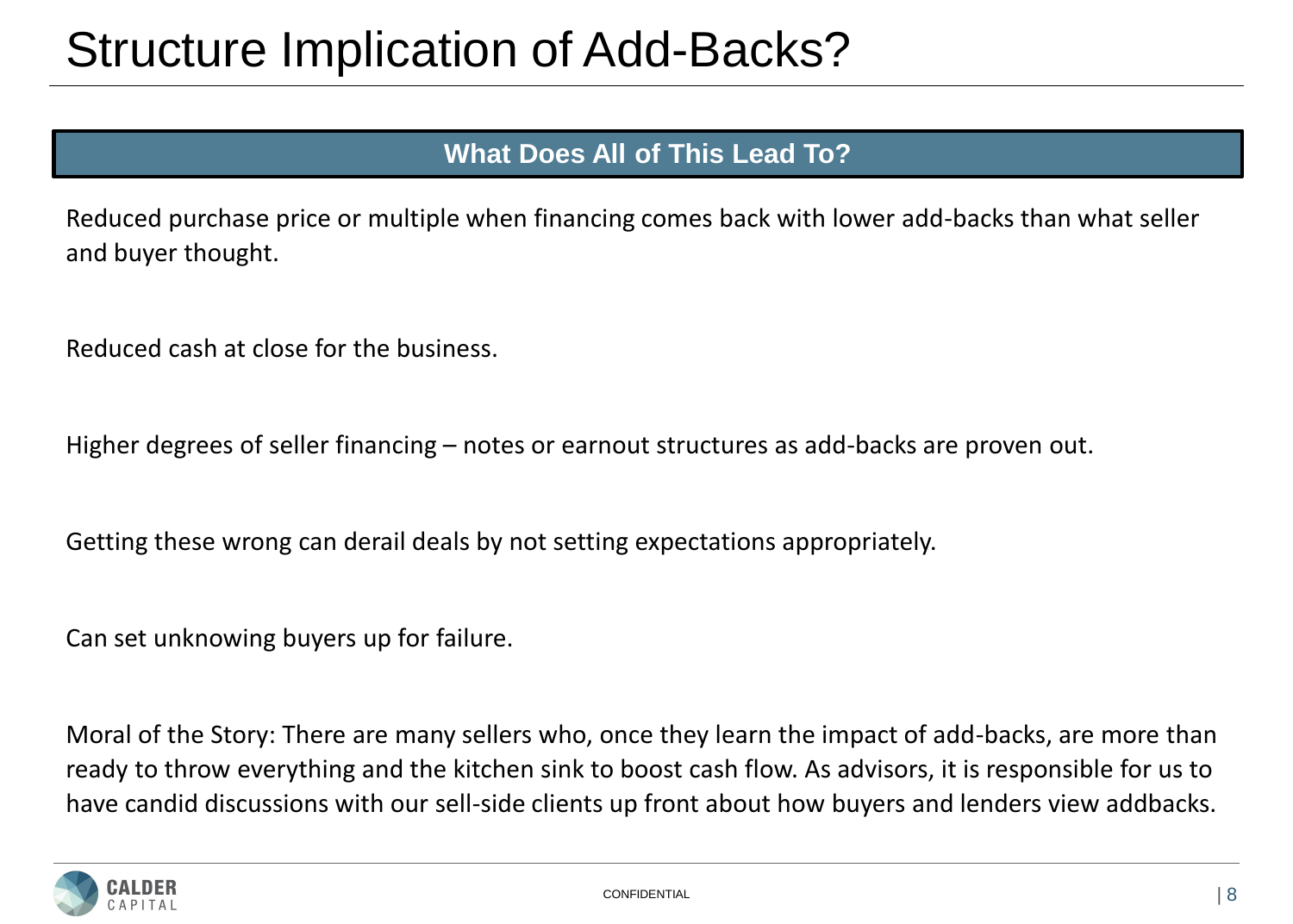# Structure Implication of Add-Backs?

## What Does All of This Lead To?

Reduced purchase price or multiple when financing comes back with lower add-backs than what seller and buyer thought.

Reduced cash at close for the business.

Higher degrees of seller financing – notes or earnout structures as add-backs are proven out.

Getting these wrong can derail deals by not setting expectations appropriately.

Can set unknowing buyers up for failure.

Moral of the Story: There are many sellers who, once they learn the impact of add-backs, are more than ready to throw everything and the kitchen sink to boost cash flow. As advisors, it is responsible for us to have candid discussions with our sell-side clients up front about how buyers and lenders view addbacks.

CALDER CAPITAL

CONFIDENTIAL